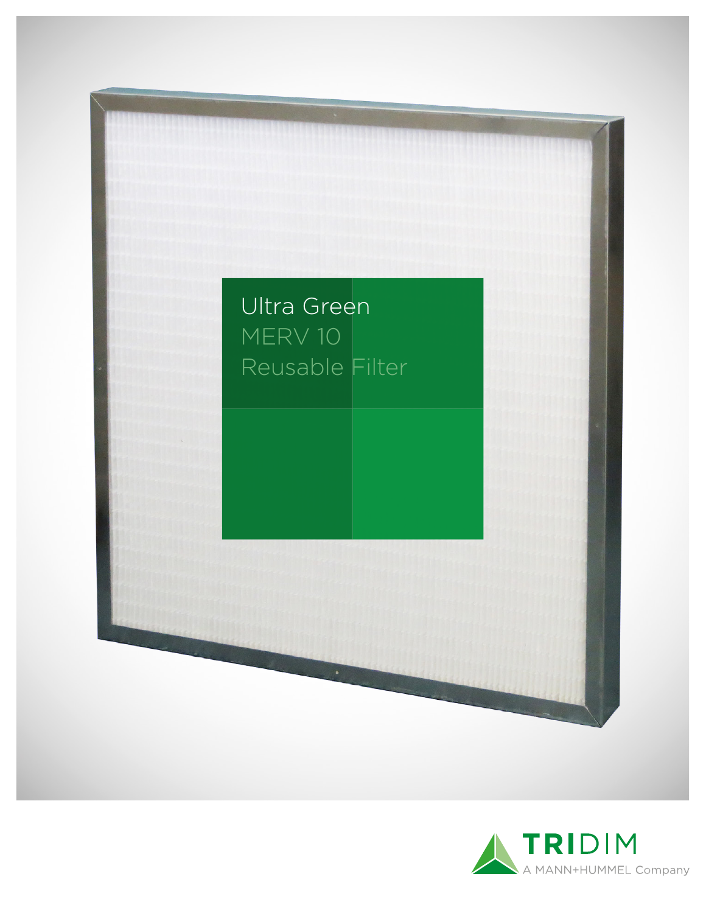# Ultra Green
## MERV 10
## Reusable Filter

TRIDIM
A MANN+HUMMEL Company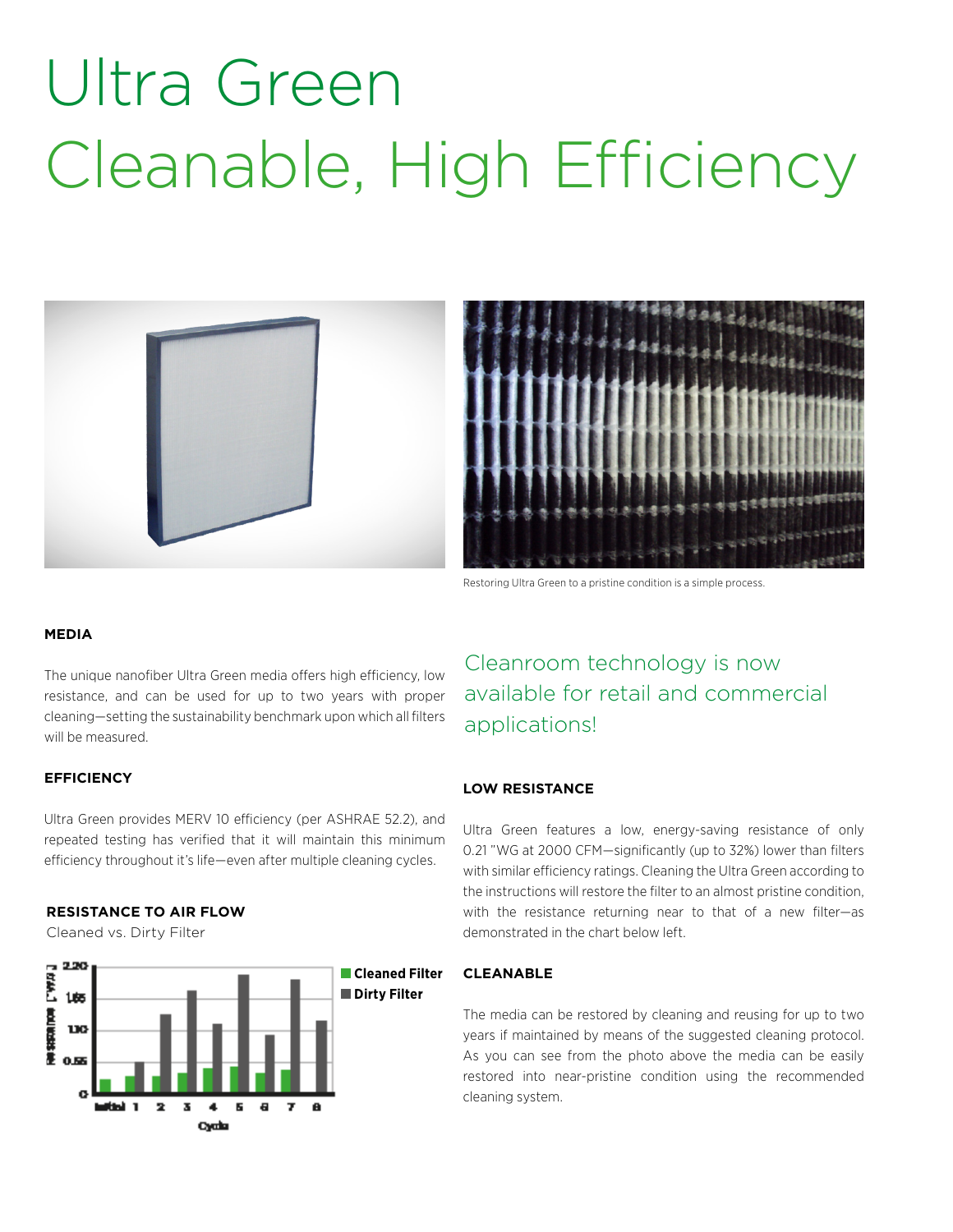# Ultra Green
# Cleanable, High Efficiency

Restoring Ultra Green to a pristine condition is a simple process.

### MEDIA

The unique nanofiber Ultra Green media offers high efficiency, low resistance, and can be used for up to two years with proper cleaning—setting the sustainability benchmark upon which all filters will be measured.

### EFFICIENCY

Ultra Green provides MERV 10 efficiency (per ASHRAE 52.2), and repeated testing has verified that it will maintain this minimum efficiency throughout it's life—even after multiple cleaning cycles.

### RESISTANCE TO AIR FLOW

Cleaned vs. Dirty Filter

## Cleanroom technology is now available for retail and commercial applications!

### LOW RESISTANCE

Ultra Green features a low, energy-saving resistance of only 0.21 "WG at 2000 CFM—significantly (up to 32%) lower than filters with similar efficiency ratings. Cleaning the Ultra Green according to the instructions will restore the filter to an almost pristine condition, with the resistance returning near to that of a new filter—as demonstrated in the chart below left.

### CLEANABLE

The media can be restored by cleaning and reusing for up to two years if maintained by means of the suggested cleaning protocol. As you can see from the photo above the media can be easily restored into near-pristine condition using the recommended cleaning system.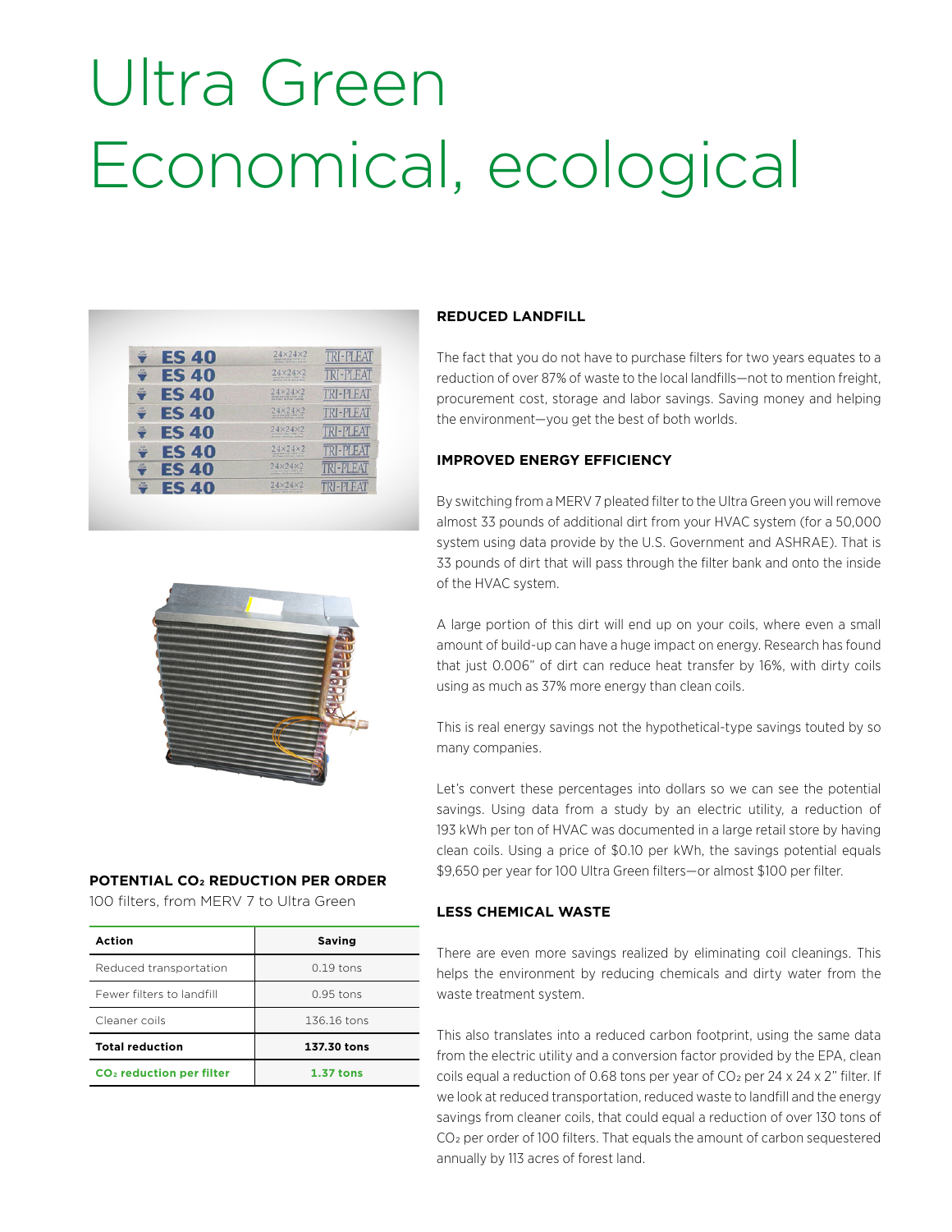# Ultra Green
# Economical, ecological

### REDUCED LANDFILL

The fact that you do not have to purchase filters for two years equates to a reduction of over 87% of waste to the local landfills—not to mention freight, procurement cost, storage and labor savings. Saving money and helping the environment—you get the best of both worlds.

### IMPROVED ENERGY EFFICIENCY

By switching from a MERV 7 pleated filter to the Ultra Green you will remove almost 33 pounds of additional dirt from your HVAC system (for a 50,000 system using data provide by the U.S. Government and ASHRAE). That is 33 pounds of dirt that will pass through the filter bank and onto the inside of the HVAC system.

A large portion of this dirt will end up on your coils, where even a small amount of build-up can have a huge impact on energy. Research has found that just 0.006" of dirt can reduce heat transfer by 16%, with dirty coils using as much as 37% more energy than clean coils.

This is real energy savings not the hypothetical-type savings touted by so many companies.

Let's convert these percentages into dollars so we can see the potential savings. Using data from a study by an electric utility, a reduction of 193 kWh per ton of HVAC was documented in a large retail store by having clean coils. Using a price of $0.10 per kWh, the savings potential equals $9,650 per year for 100 Ultra Green filters—or almost $100 per filter.

### LESS CHEMICAL WASTE

There are even more savings realized by eliminating coil cleanings. This helps the environment by reducing chemicals and dirty water from the waste treatment system.

This also translates into a reduced carbon footprint, using the same data from the electric utility and a conversion factor provided by the EPA, clean coils equal a reduction of 0.68 tons per year of $CO_2$ per 24 x 24 x 2" filter. If we look at reduced transportation, reduced waste to landfill and the energy savings from cleaner coils, that could equal a reduction of over 130 tons of $CO_2$ per order of 100 filters. That equals the amount of carbon sequestered annually by 113 acres of forest land.

### POTENTIAL $CO_2$ REDUCTION PER ORDER

100 filters, from MERV 7 to Ultra Green

| Action | Saving |
|---|---|
| Reduced transportation | 0.19 tons |
| Fewer filters to landfill | 0.95 tons |
| Cleaner coils | 136.16 tons |
| **Total reduction** | **137.30 tons** |
| **$CO_2$ reduction per filter** | **1.37 tons** |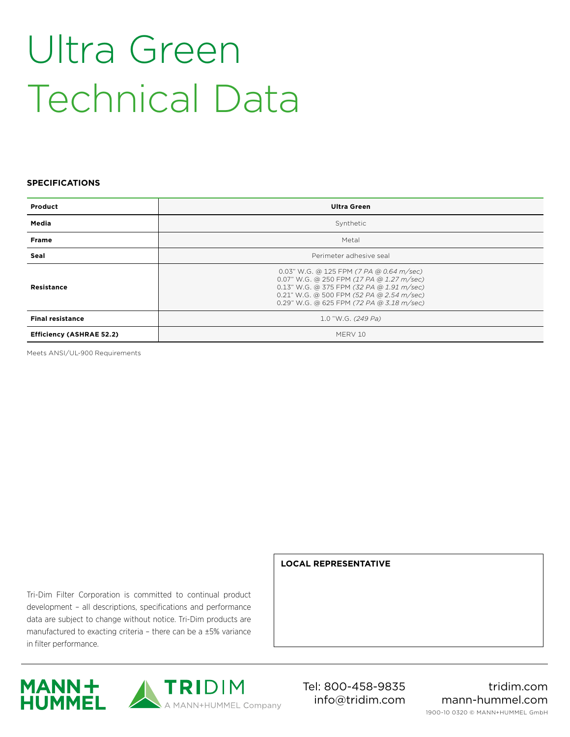# Ultra Green Technical Data

### SPECIFICATIONS

| Product | Ultra Green |
|---|---|
| Media | Synthetic |
| Frame | Metal |
| Seal | Perimeter adhesive seal |
| Resistance | 0.03" W.G. @ 125 FPM *(7 PA @ 0.64 m/sec)*<br>0.07" W.G. @ 250 FPM *(17 PA @ 1.27 m/sec)*<br>0.13" W.G. @ 375 FPM *(32 PA @ 1.91 m/sec)*<br>0.21" W.G. @ 500 FPM *(52 PA @ 2.54 m/sec)*<br>0.29" W.G. @ 625 FPM *(72 PA @ 3.18 m/sec)* |
| Final resistance | 1.0 "W.G. *(249 Pa)* |
| Efficiency (ASHRAE 52.2) | MERV 10 |

Meets ANSI/UL-900 Requirements

Tri-Dim Filter Corporation is committed to continual product development – all descriptions, specifications and performance data are subject to change without notice. Tri-Dim products are manufactured to exacting criteria – there can be a ±5% variance in filter performance.

**LOCAL REPRESENTATIVE**

MANN+HUMMEL

TRIDIM
A MANN+HUMMEL Company

Tel: 800-458-9835
info@tridim.com

tridim.com
mann-hummel.com

1900-10 0320 © MANN+HUMMEL GmbH